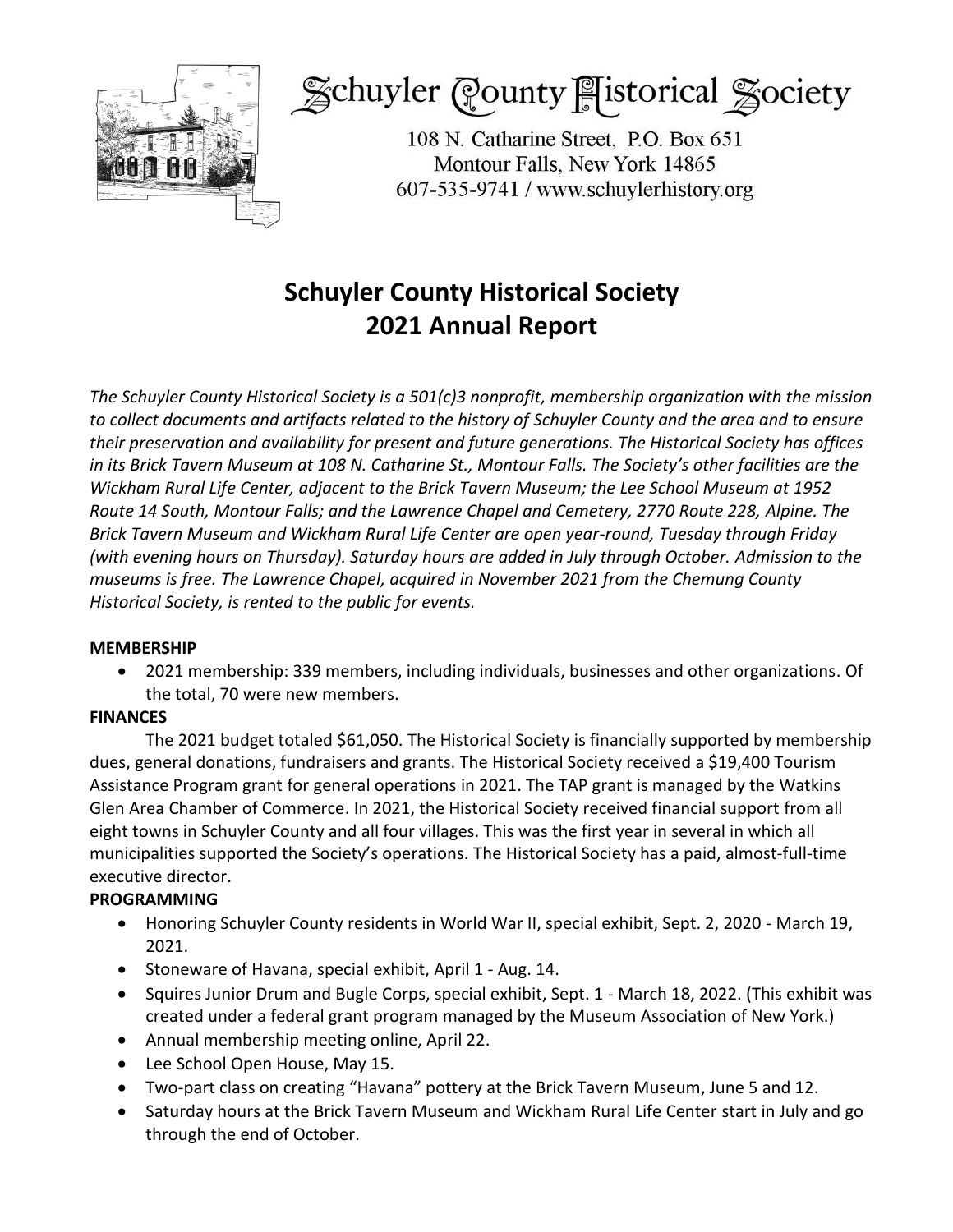# Schuyler County Historical Society

108 N. Catharine Street, P.O. Box 651
Montour Falls, New York 14865
607-535-9741 / www.schuylerhistory.org

## Schuyler County Historical Society
## 2021 Annual Report

*The Schuyler County Historical Society is a 501(c)3 nonprofit, membership organization with the mission to collect documents and artifacts related to the history of Schuyler County and the area and to ensure their preservation and availability for present and future generations. The Historical Society has offices in its Brick Tavern Museum at 108 N. Catharine St., Montour Falls. The Society's other facilities are the Wickham Rural Life Center, adjacent to the Brick Tavern Museum; the Lee School Museum at 1952 Route 14 South, Montour Falls; and the Lawrence Chapel and Cemetery, 2770 Route 228, Alpine. The Brick Tavern Museum and Wickham Rural Life Center are open year-round, Tuesday through Friday (with evening hours on Thursday). Saturday hours are added in July through October. Admission to the museums is free. The Lawrence Chapel, acquired in November 2021 from the Chemung County Historical Society, is rented to the public for events.*

**MEMBERSHIP**

- 2021 membership: 339 members, including individuals, businesses and other organizations. Of the total, 70 were new members.

**FINANCES**

The 2021 budget totaled $61,050. The Historical Society is financially supported by membership dues, general donations, fundraisers and grants. The Historical Society received a $19,400 Tourism Assistance Program grant for general operations in 2021. The TAP grant is managed by the Watkins Glen Area Chamber of Commerce. In 2021, the Historical Society received financial support from all eight towns in Schuyler County and all four villages. This was the first year in several in which all municipalities supported the Society's operations. The Historical Society has a paid, almost-full-time executive director.

**PROGRAMMING**

- Honoring Schuyler County residents in World War II, special exhibit, Sept. 2, 2020 - March 19, 2021.
- Stoneware of Havana, special exhibit, April 1 - Aug. 14.
- Squires Junior Drum and Bugle Corps, special exhibit, Sept. 1 - March 18, 2022. (This exhibit was created under a federal grant program managed by the Museum Association of New York.)
- Annual membership meeting online, April 22.
- Lee School Open House, May 15.
- Two-part class on creating "Havana" pottery at the Brick Tavern Museum, June 5 and 12.
- Saturday hours at the Brick Tavern Museum and Wickham Rural Life Center start in July and go through the end of October.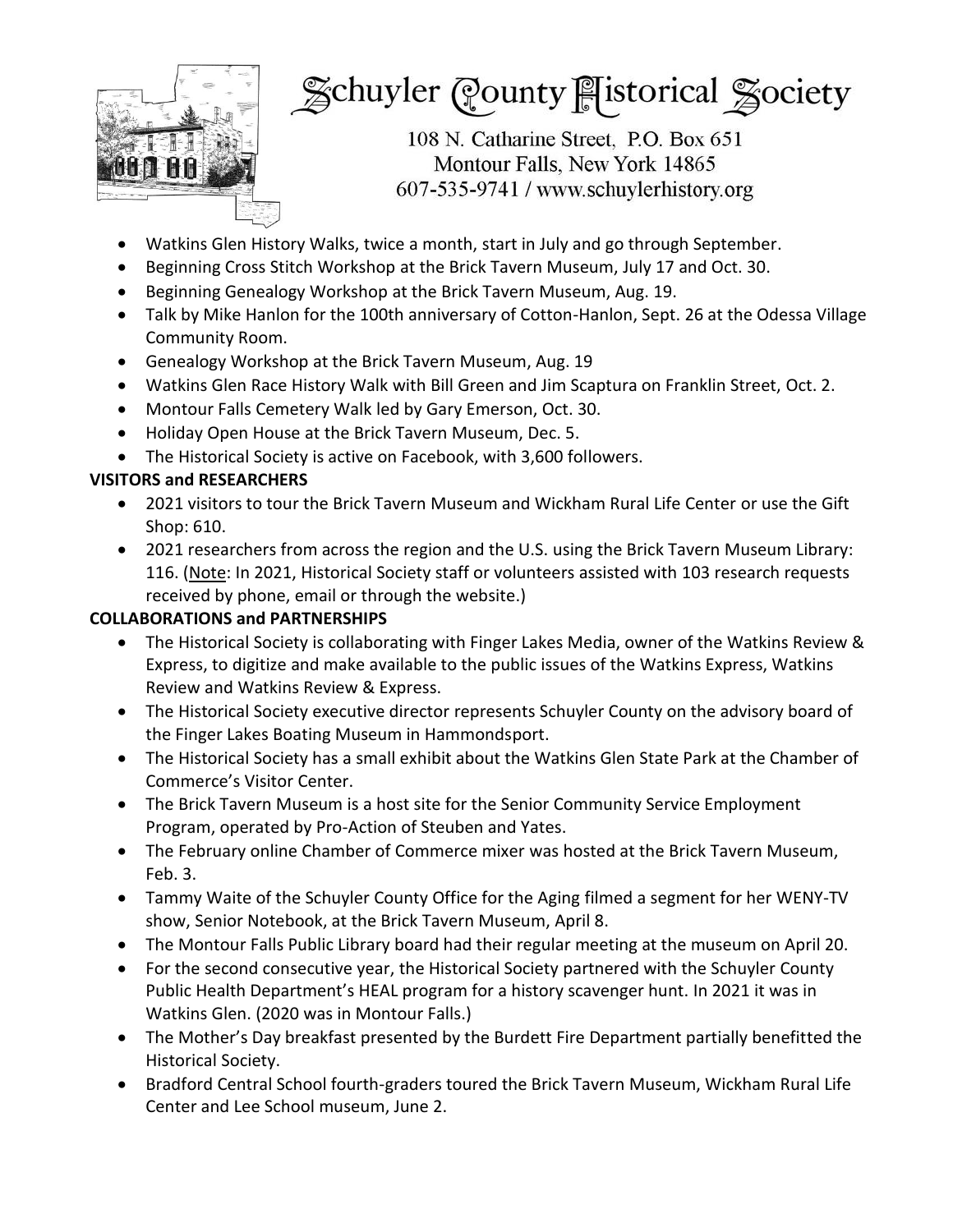# Schuyler County Historical Society

108 N. Catharine Street, P.O. Box 651
Montour Falls, New York 14865
607-535-9741 / www.schuylerhistory.org

- Watkins Glen History Walks, twice a month, start in July and go through September.
- Beginning Cross Stitch Workshop at the Brick Tavern Museum, July 17 and Oct. 30.
- Beginning Genealogy Workshop at the Brick Tavern Museum, Aug. 19.
- Talk by Mike Hanlon for the 100th anniversary of Cotton-Hanlon, Sept. 26 at the Odessa Village Community Room.
- Genealogy Workshop at the Brick Tavern Museum, Aug. 19
- Watkins Glen Race History Walk with Bill Green and Jim Scaptura on Franklin Street, Oct. 2.
- Montour Falls Cemetery Walk led by Gary Emerson, Oct. 30.
- Holiday Open House at the Brick Tavern Museum, Dec. 5.
- The Historical Society is active on Facebook, with 3,600 followers.

**VISITORS and RESEARCHERS**

- 2021 visitors to tour the Brick Tavern Museum and Wickham Rural Life Center or use the Gift Shop: 610.
- 2021 researchers from across the region and the U.S. using the Brick Tavern Museum Library: 116. (Note: In 2021, Historical Society staff or volunteers assisted with 103 research requests received by phone, email or through the website.)

**COLLABORATIONS and PARTNERSHIPS**

- The Historical Society is collaborating with Finger Lakes Media, owner of the Watkins Review & Express, to digitize and make available to the public issues of the Watkins Express, Watkins Review and Watkins Review & Express.
- The Historical Society executive director represents Schuyler County on the advisory board of the Finger Lakes Boating Museum in Hammondsport.
- The Historical Society has a small exhibit about the Watkins Glen State Park at the Chamber of Commerce's Visitor Center.
- The Brick Tavern Museum is a host site for the Senior Community Service Employment Program, operated by Pro-Action of Steuben and Yates.
- The February online Chamber of Commerce mixer was hosted at the Brick Tavern Museum, Feb. 3.
- Tammy Waite of the Schuyler County Office for the Aging filmed a segment for her WENY-TV show, Senior Notebook, at the Brick Tavern Museum, April 8.
- The Montour Falls Public Library board had their regular meeting at the museum on April 20.
- For the second consecutive year, the Historical Society partnered with the Schuyler County Public Health Department's HEAL program for a history scavenger hunt. In 2021 it was in Watkins Glen. (2020 was in Montour Falls.)
- The Mother's Day breakfast presented by the Burdett Fire Department partially benefitted the Historical Society.
- Bradford Central School fourth-graders toured the Brick Tavern Museum, Wickham Rural Life Center and Lee School museum, June 2.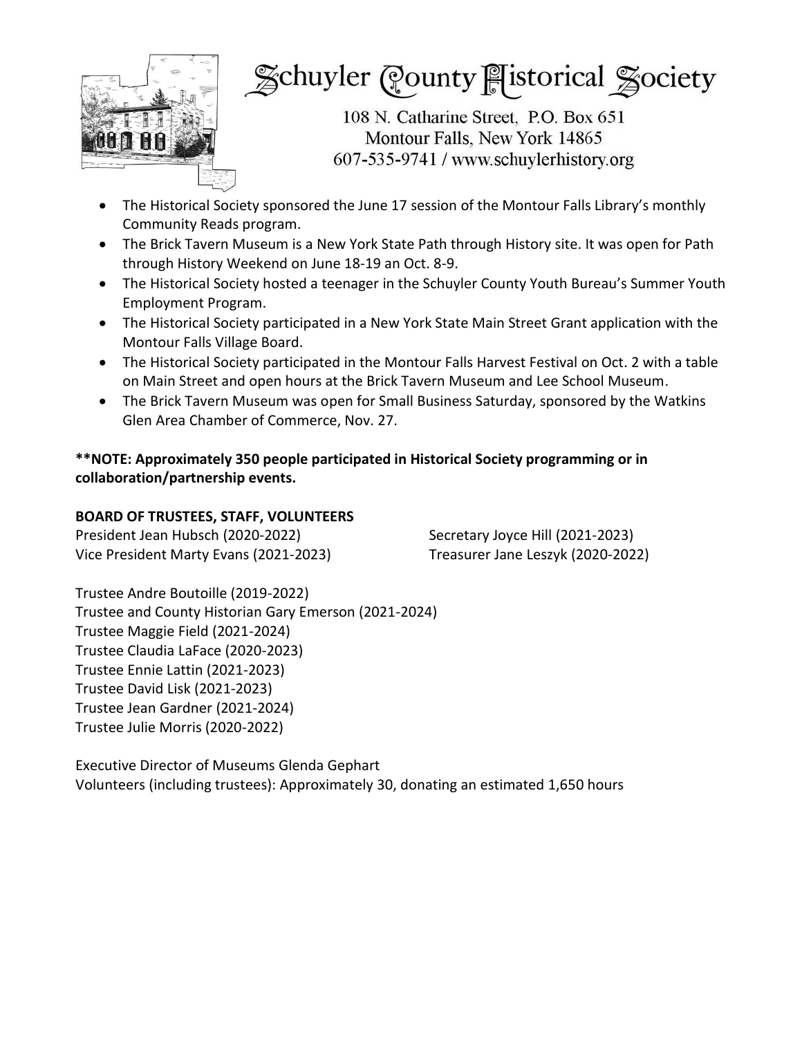# Schuyler County Historical Society

108 N. Catharine Street, P.O. Box 651
Montour Falls, New York 14865
607-535-9741 / www.schuylerhistory.org

- The Historical Society sponsored the June 17 session of the Montour Falls Library's monthly Community Reads program.
- The Brick Tavern Museum is a New York State Path through History site. It was open for Path through History Weekend on June 18-19 an Oct. 8-9.
- The Historical Society hosted a teenager in the Schuyler County Youth Bureau's Summer Youth Employment Program.
- The Historical Society participated in a New York State Main Street Grant application with the Montour Falls Village Board.
- The Historical Society participated in the Montour Falls Harvest Festival on Oct. 2 with a table on Main Street and open hours at the Brick Tavern Museum and Lee School Museum.
- The Brick Tavern Museum was open for Small Business Saturday, sponsored by the Watkins Glen Area Chamber of Commerce, Nov. 27.

**\*\*NOTE: Approximately 350 people participated in Historical Society programming or in collaboration/partnership events.**

**BOARD OF TRUSTEES, STAFF, VOLUNTEERS**

President Jean Hubsch (2020-2022)
Vice President Marty Evans (2021-2023)
Secretary Joyce Hill (2021-2023)
Treasurer Jane Leszyk (2020-2022)

Trustee Andre Boutoille (2019-2022)
Trustee and County Historian Gary Emerson (2021-2024)
Trustee Maggie Field (2021-2024)
Trustee Claudia LaFace (2020-2023)
Trustee Ennie Lattin (2021-2023)
Trustee David Lisk (2021-2023)
Trustee Jean Gardner (2021-2024)
Trustee Julie Morris (2020-2022)

Executive Director of Museums Glenda Gephart
Volunteers (including trustees): Approximately 30, donating an estimated 1,650 hours